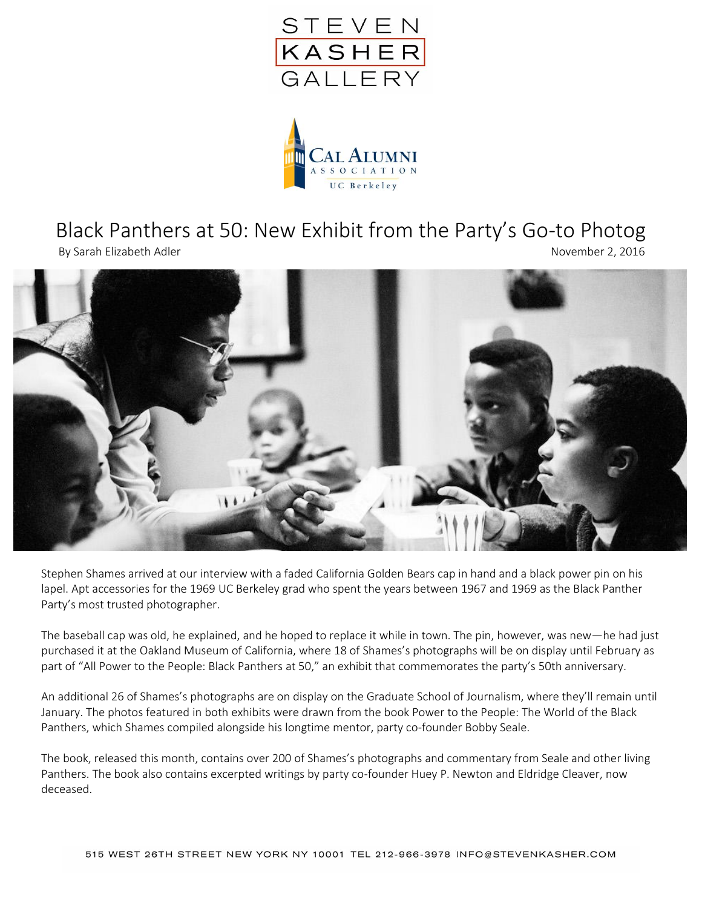# Black Panthers at 50: New Exhibit from the Party's Go-to Photog

By Sarah Elizabeth Adler

November 2, 2016

Stephen Shames arrived at our interview with a faded California Golden Bears cap in hand and a black power pin on his lapel. Apt accessories for the 1969 UC Berkeley grad who spent the years between 1967 and 1969 as the Black Panther Party's most trusted photographer.

The baseball cap was old, he explained, and he hoped to replace it while in town. The pin, however, was new—he had just purchased it at the Oakland Museum of California, where 18 of Shames's photographs will be on display until February as part of "All Power to the People: Black Panthers at 50," an exhibit that commemorates the party's 50th anniversary.

An additional 26 of Shames's photographs are on display on the Graduate School of Journalism, where they'll remain until January. The photos featured in both exhibits were drawn from the book Power to the People: The World of the Black Panthers, which Shames compiled alongside his longtime mentor, party co-founder Bobby Seale.

The book, released this month, contains over 200 of Shames's photographs and commentary from Seale and other living Panthers. The book also contains excerpted writings by party co-founder Huey P. Newton and Eldridge Cleaver, now deceased.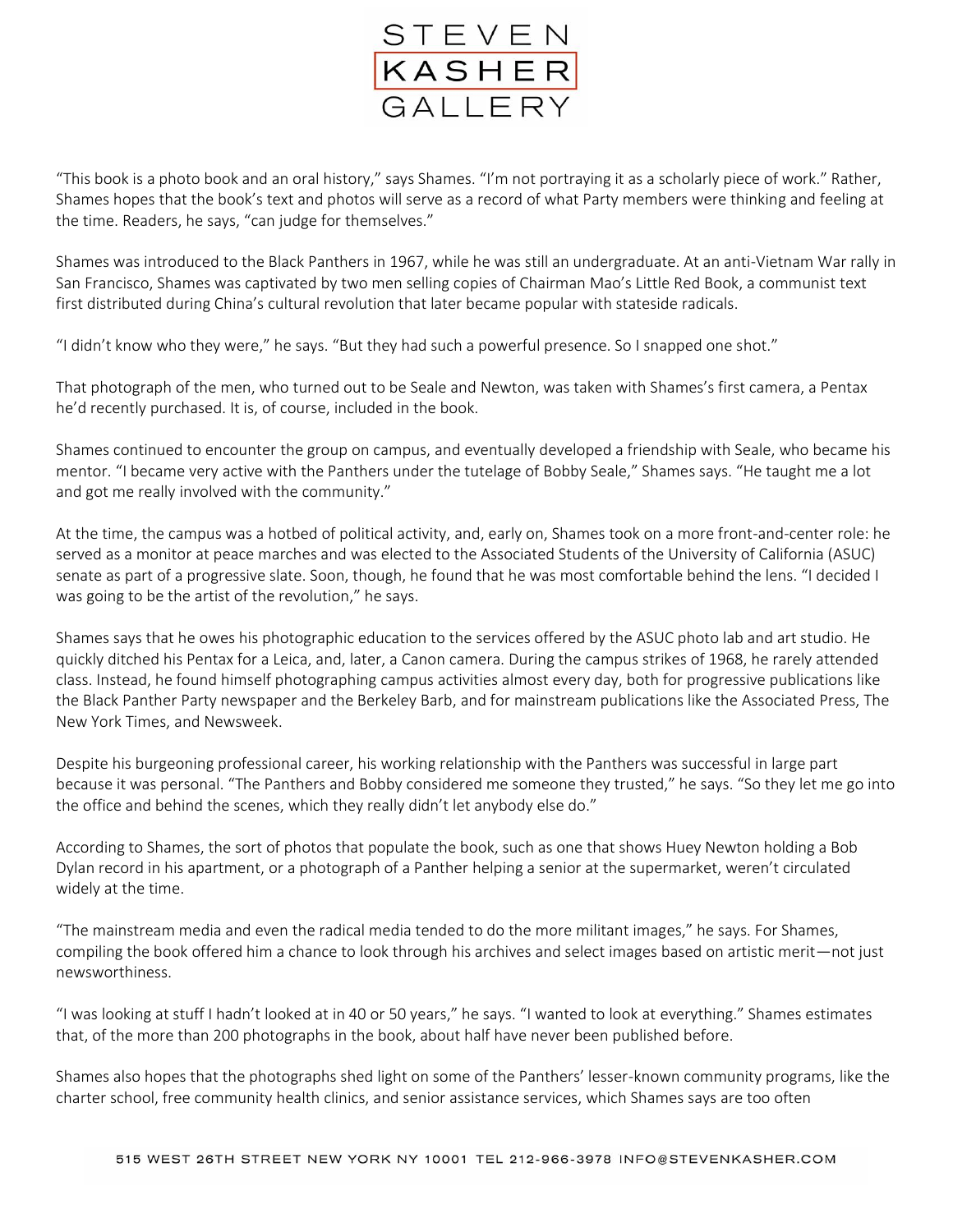“This book is a photo book and an oral history,” says Shames. “I’m not portraying it as a scholarly piece of work.” Rather, Shames hopes that the book’s text and photos will serve as a record of what Party members were thinking and feeling at the time. Readers, he says, “can judge for themselves.”

Shames was introduced to the Black Panthers in 1967, while he was still an undergraduate. At an anti-Vietnam War rally in San Francisco, Shames was captivated by two men selling copies of Chairman Mao’s Little Red Book, a communist text first distributed during China’s cultural revolution that later became popular with stateside radicals.

“I didn’t know who they were,” he says. “But they had such a powerful presence. So I snapped one shot.”

That photograph of the men, who turned out to be Seale and Newton, was taken with Shames’s first camera, a Pentax he’d recently purchased. It is, of course, included in the book.

Shames continued to encounter the group on campus, and eventually developed a friendship with Seale, who became his mentor. “I became very active with the Panthers under the tutelage of Bobby Seale,” Shames says. “He taught me a lot and got me really involved with the community.”

At the time, the campus was a hotbed of political activity, and, early on, Shames took on a more front-and-center role: he served as a monitor at peace marches and was elected to the Associated Students of the University of California (ASUC) senate as part of a progressive slate. Soon, though, he found that he was most comfortable behind the lens. “I decided I was going to be the artist of the revolution,” he says.

Shames says that he owes his photographic education to the services offered by the ASUC photo lab and art studio. He quickly ditched his Pentax for a Leica, and, later, a Canon camera. During the campus strikes of 1968, he rarely attended class. Instead, he found himself photographing campus activities almost every day, both for progressive publications like the Black Panther Party newspaper and the Berkeley Barb, and for mainstream publications like the Associated Press, The New York Times, and Newsweek.

Despite his burgeoning professional career, his working relationship with the Panthers was successful in large part because it was personal. “The Panthers and Bobby considered me someone they trusted,” he says. “So they let me go into the office and behind the scenes, which they really didn’t let anybody else do.”

According to Shames, the sort of photos that populate the book, such as one that shows Huey Newton holding a Bob Dylan record in his apartment, or a photograph of a Panther helping a senior at the supermarket, weren’t circulated widely at the time.

“The mainstream media and even the radical media tended to do the more militant images,” he says. For Shames, compiling the book offered him a chance to look through his archives and select images based on artistic merit—not just newsworthiness.

“I was looking at stuff I hadn’t looked at in 40 or 50 years,” he says. “I wanted to look at everything.” Shames estimates that, of the more than 200 photographs in the book, about half have never been published before.

Shames also hopes that the photographs shed light on some of the Panthers’ lesser-known community programs, like the charter school, free community health clinics, and senior assistance services, which Shames says are too often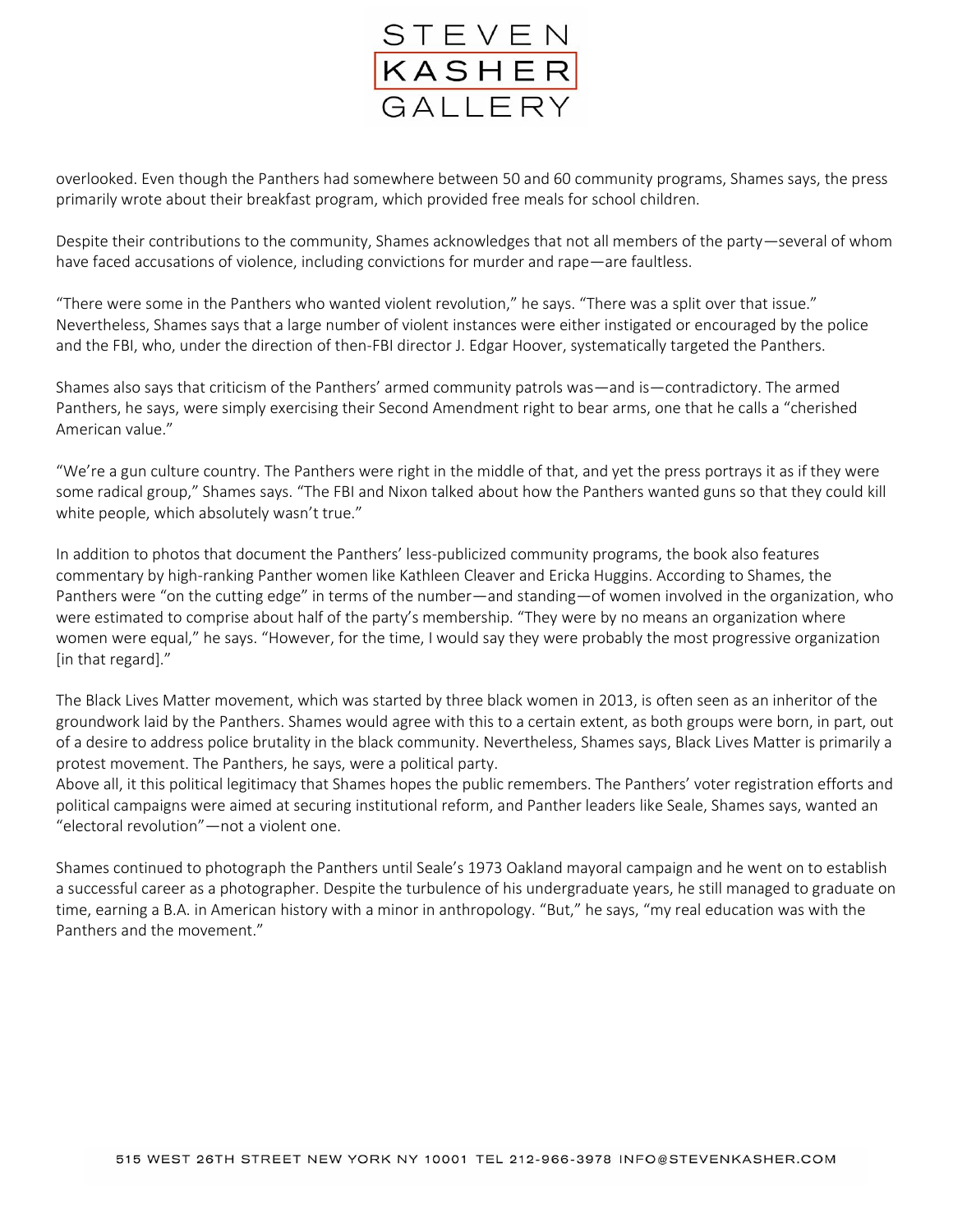overlooked. Even though the Panthers had somewhere between 50 and 60 community programs, Shames says, the press primarily wrote about their breakfast program, which provided free meals for school children.

Despite their contributions to the community, Shames acknowledges that not all members of the party—several of whom have faced accusations of violence, including convictions for murder and rape—are faultless.

"There were some in the Panthers who wanted violent revolution," he says. "There was a split over that issue." Nevertheless, Shames says that a large number of violent instances were either instigated or encouraged by the police and the FBI, who, under the direction of then-FBI director J. Edgar Hoover, systematically targeted the Panthers.

Shames also says that criticism of the Panthers' armed community patrols was—and is—contradictory. The armed Panthers, he says, were simply exercising their Second Amendment right to bear arms, one that he calls a "cherished American value."

"We're a gun culture country. The Panthers were right in the middle of that, and yet the press portrays it as if they were some radical group," Shames says. "The FBI and Nixon talked about how the Panthers wanted guns so that they could kill white people, which absolutely wasn't true."

In addition to photos that document the Panthers' less-publicized community programs, the book also features commentary by high-ranking Panther women like Kathleen Cleaver and Ericka Huggins. According to Shames, the Panthers were "on the cutting edge" in terms of the number—and standing—of women involved in the organization, who were estimated to comprise about half of the party's membership. "They were by no means an organization where women were equal," he says. "However, for the time, I would say they were probably the most progressive organization [in that regard]."

The Black Lives Matter movement, which was started by three black women in 2013, is often seen as an inheritor of the groundwork laid by the Panthers. Shames would agree with this to a certain extent, as both groups were born, in part, out of a desire to address police brutality in the black community. Nevertheless, Shames says, Black Lives Matter is primarily a protest movement. The Panthers, he says, were a political party.

Above all, it this political legitimacy that Shames hopes the public remembers. The Panthers' voter registration efforts and political campaigns were aimed at securing institutional reform, and Panther leaders like Seale, Shames says, wanted an "electoral revolution"—not a violent one.

Shames continued to photograph the Panthers until Seale's 1973 Oakland mayoral campaign and he went on to establish a successful career as a photographer. Despite the turbulence of his undergraduate years, he still managed to graduate on time, earning a B.A. in American history with a minor in anthropology. "But," he says, "my real education was with the Panthers and the movement."